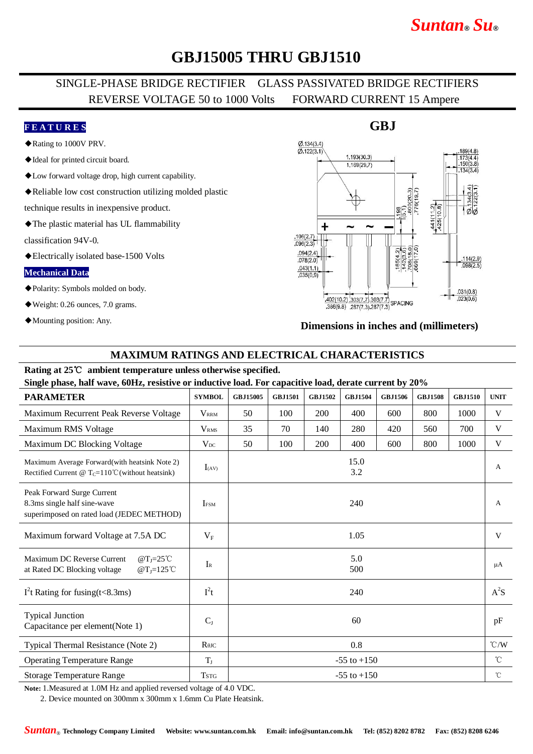# GBJ15005 THRU GBJ1510

SINGLE-PHASE BRIDGE RECTIFIER GLASS PASSIVATED BRIDGE RECTIFIERS
REVERSE VOLTAGE 50 to 1000 Volts FORWARD CURRENT 15 Ampere

**FEATURES**

◆Rating to 1000V PRV.

◆Ideal for printed circuit board.

◆Low forward voltage drop, high current capability.

◆Reliable low cost construction utilizing molded plastic technique results in inexpensive product.

◆The plastic material has UL flammability classification 94V-0.

◆Electrically isolated base-1500 Volts

**Mechanical Data**

◆Polarity: Symbols molded on body.

◆Weight: 0.26 ounces, 7.0 grams.

◆Mounting position: Any.

**GBJ**

**Dimensions in inches and (millimeters)**

## MAXIMUM RATINGS AND ELECTRICAL CHARACTERISTICS

**Rating at 25℃ ambient temperature unless otherwise specified.**
**Single phase, half wave, 60Hz, resistive or inductive load. For capacitive load, derate current by 20%**

| PARAMETER | SYMBOL | GBJ15005 | GBJ1501 | GBJ1502 | GBJ1504 | GBJ1506 | GBJ1508 | GBJ1510 | UNIT |
|---|---|---|---|---|---|---|---|---|---|
| Maximum Recurrent Peak Reverse Voltage | $V_{RRM}$ | 50 | 100 | 200 | 400 | 600 | 800 | 1000 | V |
| Maximum RMS Voltage | $V_{RMS}$ | 35 | 70 | 140 | 280 | 420 | 560 | 700 | V |
| Maximum DC Blocking Voltage | $V_{DC}$ | 50 | 100 | 200 | 400 | 600 | 800 | 1000 | V |
| Maximum Average Forward (with heatsink Note 2) Rectified Current @ $T_C$=110℃ (without heatsink) | $I_{(AV)}$ | 15.0<br>3.2 | | | | | | | A |
| Peak Forward Surge Current 8.3ms single half sine-wave superimposed on rated load (JEDEC METHOD) | $I_{FSM}$ | 240 | | | | | | | A |
| Maximum forward Voltage at 7.5A DC | $V_F$ | 1.05 | | | | | | | V |
| Maximum DC Reverse Current at Rated DC Blocking voltage @$T_J$=25℃ / @$T_J$=125℃ | $I_R$ | 5.0<br>500 | | | | | | | μA |
| $I^2t$ Rating for fusing(t<8.3ms) | $I^2t$ | 240 | | | | | | | $A^2S$ |
| Typical Junction Capacitance per element(Note 1) | $C_J$ | 60 | | | | | | | pF |
| Typical Thermal Resistance (Note 2) | $R_{θJC}$ | 0.8 | | | | | | | ℃/W |
| Operating Temperature Range | $T_J$ | -55 to +150 | | | | | | | ℃ |
| Storage Temperature Range | $T_{STG}$ | -55 to +150 | | | | | | | ℃ |

**Note:** 1.Measured at 1.0M Hz and applied reversed voltage of 4.0 VDC.
2. Device mounted on 300mm x 300mm x 1.6mm Cu Plate Heatsink.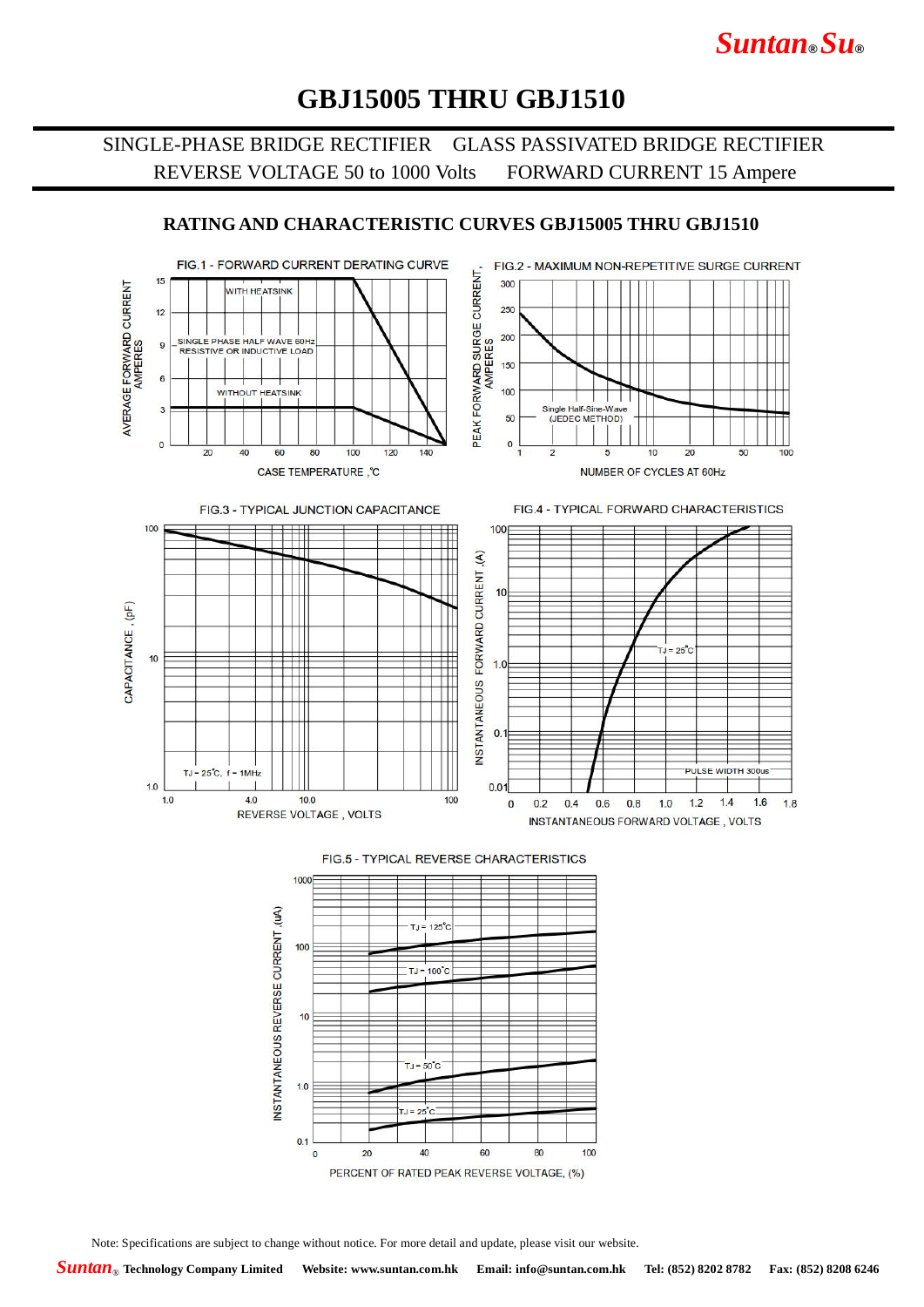# GBJ15005 THRU GBJ1510

SINGLE-PHASE BRIDGE RECTIFIER GLASS PASSIVATED BRIDGE RECTIFIER
REVERSE VOLTAGE 50 to 1000 Volts FORWARD CURRENT 15 Ampere

## RATING AND CHARACTERISTIC CURVES GBJ15005 THRU GBJ1510

FIG.1 - FORWARD CURRENT DERATING CURVE

AVERAGE FORWARD CURRENT AMPERES

15
12
9
6
3
0

WITH HEATSINK

SINGLE PHASE HALF WAVE 60Hz
RESISTIVE OR INDUCTIVE LOAD

WITHOUT HEATSINK

20 40 60 80 100 120 140

CASE TEMPERATURE ,℃

FIG.2 - MAXIMUM NON-REPETITIVE SURGE CURRENT

PEAK FORWARD SURGE CURRENT, AMPERES

300
250
200
150
100
50
0

Single Half-Sine-Wave
(JEDEC METHOD)

1 2 5 10 20 50 100

NUMBER OF CYCLES AT 60Hz

FIG.3 - TYPICAL JUNCTION CAPACITANCE

CAPACITANCE ,(pF)

100
10
1.0

TJ = 25℃, f = 1MHz

1.0 4.0 10.0 100

REVERSE VOLTAGE , VOLTS

FIG.4 - TYPICAL FORWARD CHARACTERISTICS

INSTANTANEOUS FORWARD CURRENT ,(A)

100
10
1.0
0.1
0.01

TJ = 25℃

PULSE WIDTH 300us

0 0.2 0.4 0.6 0.8 1.0 1.2 1.4 1.6 1.8

INSTANTANEOUS FORWARD VOLTAGE , VOLTS

FIG.5 - TYPICAL REVERSE CHARACTERISTICS

INSTANTANEOUS REVERSE CURRENT ,(uA)

1000
100
10
1.0
0.1

TJ = 125℃
TJ = 100℃
TJ = 50℃
TJ = 25℃

0 20 40 60 80 100

PERCENT OF RATED PEAK REVERSE VOLTAGE, (%)

Note: Specifications are subject to change without notice. For more detail and update, please visit our website.